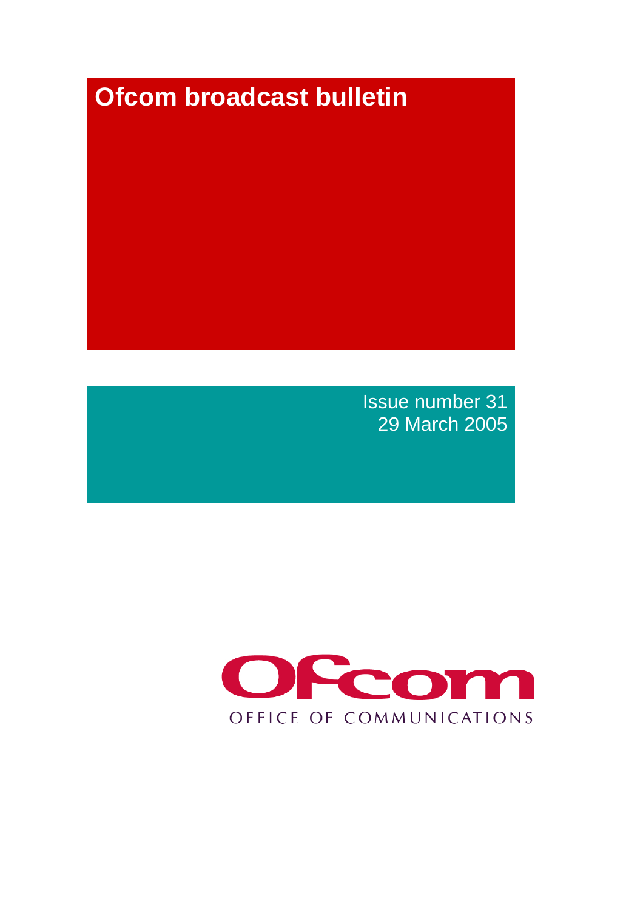# Ofcom broadcast bulletin

Issue number 31
29 March 2005

Ofcom
OFFICE OF COMMUNICATIONS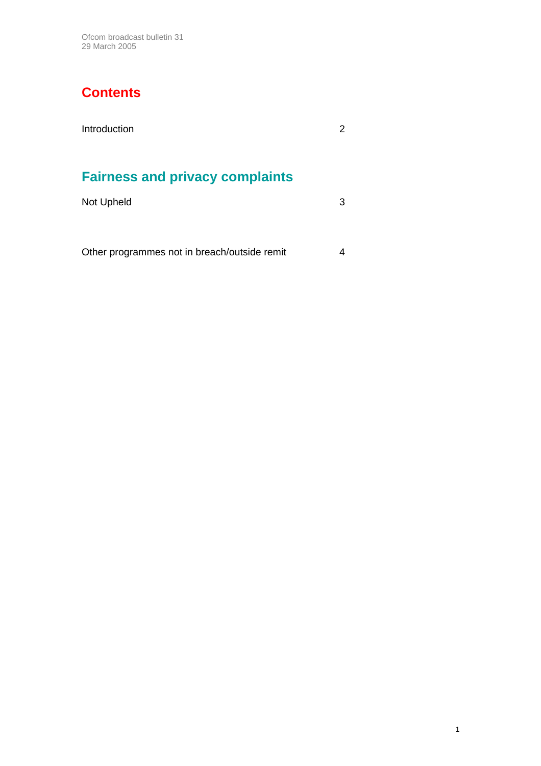# Contents

| | |
|---|---|
| Introduction | 2 |

## Fairness and privacy complaints

| | |
|---|---|
| Not Upheld | 3 |
| Other programmes not in breach/outside remit | 4 |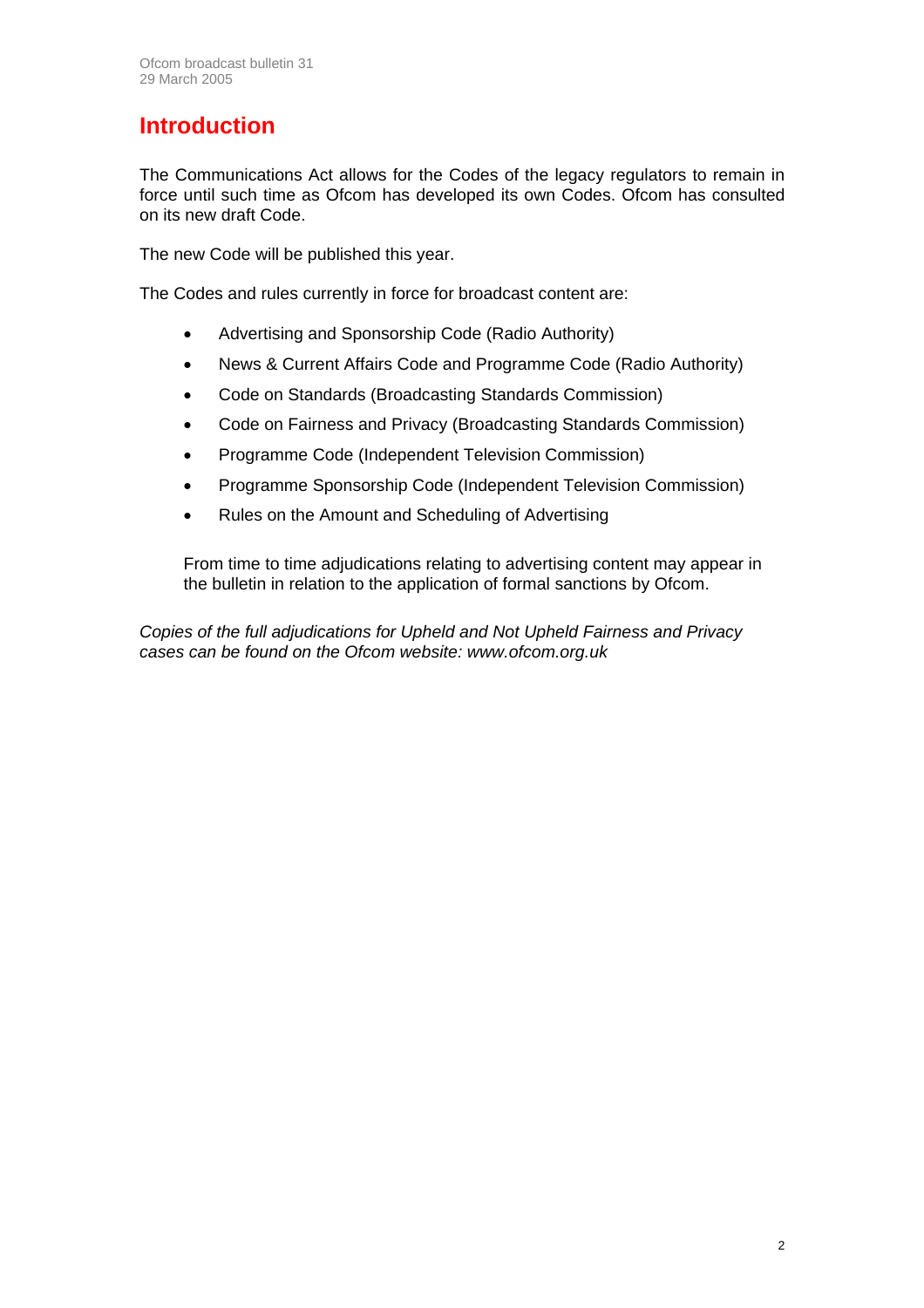# Introduction

The Communications Act allows for the Codes of the legacy regulators to remain in force until such time as Ofcom has developed its own Codes. Ofcom has consulted on its new draft Code.

The new Code will be published this year.

The Codes and rules currently in force for broadcast content are:

- Advertising and Sponsorship Code (Radio Authority)
- News & Current Affairs Code and Programme Code (Radio Authority)
- Code on Standards (Broadcasting Standards Commission)
- Code on Fairness and Privacy (Broadcasting Standards Commission)
- Programme Code (Independent Television Commission)
- Programme Sponsorship Code (Independent Television Commission)
- Rules on the Amount and Scheduling of Advertising

From time to time adjudications relating to advertising content may appear in the bulletin in relation to the application of formal sanctions by Ofcom.

*Copies of the full adjudications for Upheld and Not Upheld Fairness and Privacy cases can be found on the Ofcom website: www.ofcom.org.uk*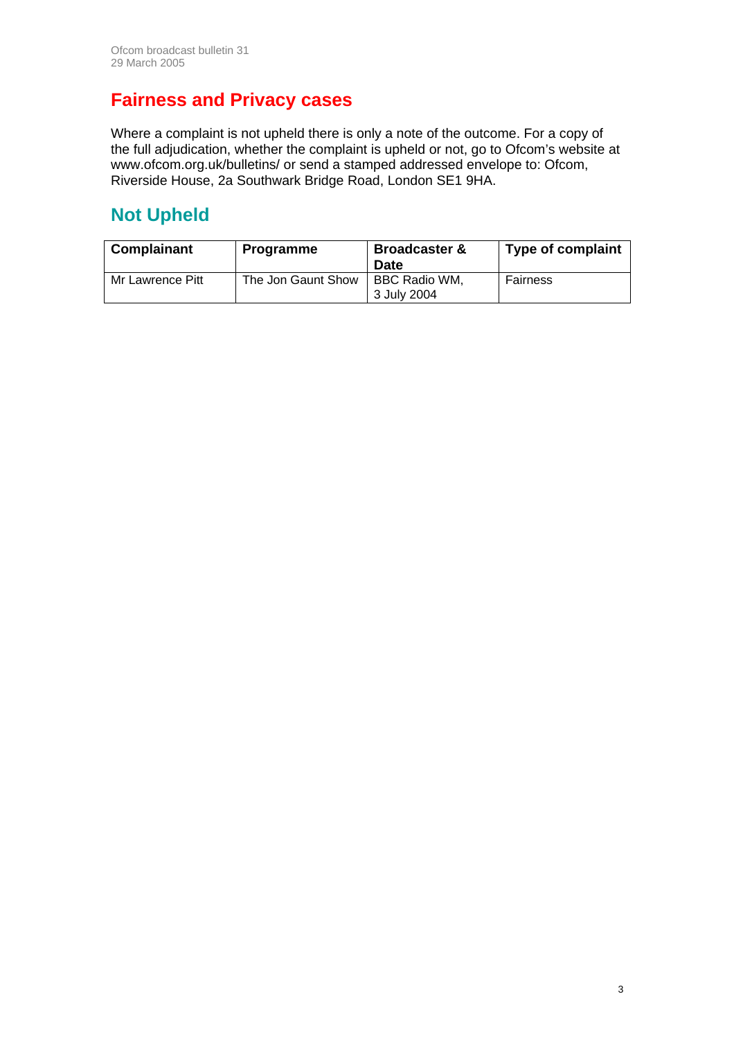# Fairness and Privacy cases

Where a complaint is not upheld there is only a note of the outcome. For a copy of the full adjudication, whether the complaint is upheld or not, go to Ofcom's website at www.ofcom.org.uk/bulletins/ or send a stamped addressed envelope to: Ofcom, Riverside House, 2a Southwark Bridge Road, London SE1 9HA.

## Not Upheld

| Complainant | Programme | Broadcaster & Date | Type of complaint |
|---|---|---|---|
| Mr Lawrence Pitt | The Jon Gaunt Show | BBC Radio WM, 3 July 2004 | Fairness |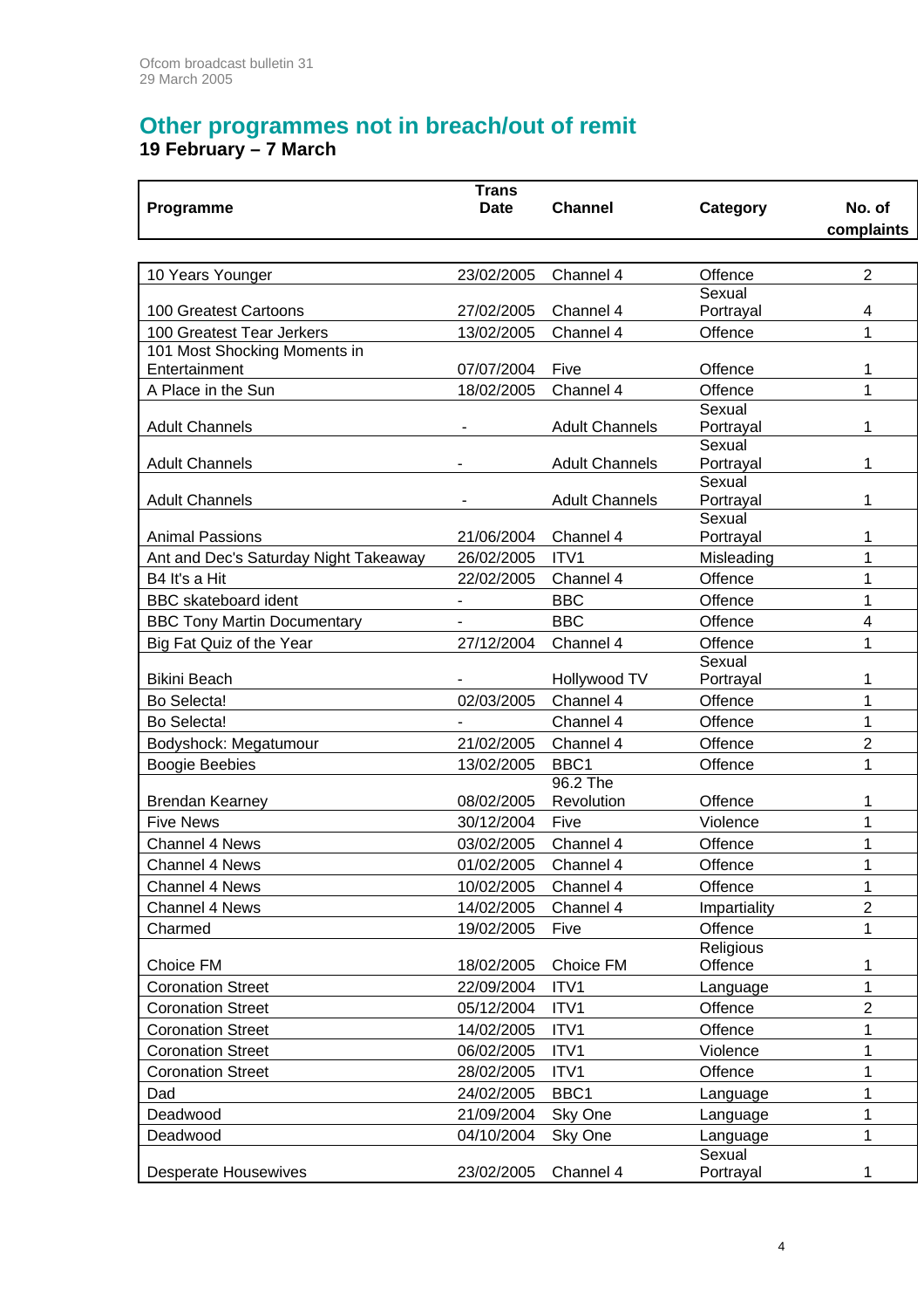## Other programmes not in breach/out of remit

**19 February – 7 March**

| Programme | Trans Date | Channel | Category | No. of complaints |
|---|---|---|---|---|
| 10 Years Younger | 23/02/2005 | Channel 4 | Offence | 2 |
| 100 Greatest Cartoons | 27/02/2005 | Channel 4 | Sexual Portrayal | 4 |
| 100 Greatest Tear Jerkers | 13/02/2005 | Channel 4 | Offence | 1 |
| 101 Most Shocking Moments in Entertainment | 07/07/2004 | Five | Offence | 1 |
| A Place in the Sun | 18/02/2005 | Channel 4 | Offence | 1 |
| Adult Channels | - | Adult Channels | Sexual Portrayal | 1 |
| Adult Channels | - | Adult Channels | Sexual Portrayal | 1 |
| Adult Channels | - | Adult Channels | Sexual Portrayal | 1 |
| Animal Passions | 21/06/2004 | Channel 4 | Sexual Portrayal | 1 |
| Ant and Dec's Saturday Night Takeaway | 26/02/2005 | ITV1 | Misleading | 1 |
| B4 It's a Hit | 22/02/2005 | Channel 4 | Offence | 1 |
| BBC skateboard ident | - | BBC | Offence | 1 |
| BBC Tony Martin Documentary | - | BBC | Offence | 4 |
| Big Fat Quiz of the Year | 27/12/2004 | Channel 4 | Offence | 1 |
| Bikini Beach | - | Hollywood TV | Sexual Portrayal | 1 |
| Bo Selecta! | 02/03/2005 | Channel 4 | Offence | 1 |
| Bo Selecta! | - | Channel 4 | Offence | 1 |
| Bodyshock: Megatumour | 21/02/2005 | Channel 4 | Offence | 2 |
| Boogie Beebies | 13/02/2005 | BBC1 | Offence | 1 |
| Brendan Kearney | 08/02/2005 | 96.2 The Revolution | Offence | 1 |
| Five News | 30/12/2004 | Five | Violence | 1 |
| Channel 4 News | 03/02/2005 | Channel 4 | Offence | 1 |
| Channel 4 News | 01/02/2005 | Channel 4 | Offence | 1 |
| Channel 4 News | 10/02/2005 | Channel 4 | Offence | 1 |
| Channel 4 News | 14/02/2005 | Channel 4 | Impartiality | 2 |
| Charmed | 19/02/2005 | Five | Offence | 1 |
| Choice FM | 18/02/2005 | Choice FM | Religious Offence | 1 |
| Coronation Street | 22/09/2004 | ITV1 | Language | 1 |
| Coronation Street | 05/12/2004 | ITV1 | Offence | 2 |
| Coronation Street | 14/02/2005 | ITV1 | Offence | 1 |
| Coronation Street | 06/02/2005 | ITV1 | Violence | 1 |
| Coronation Street | 28/02/2005 | ITV1 | Offence | 1 |
| Dad | 24/02/2005 | BBC1 | Language | 1 |
| Deadwood | 21/09/2004 | Sky One | Language | 1 |
| Deadwood | 04/10/2004 | Sky One | Language | 1 |
| Desperate Housewives | 23/02/2005 | Channel 4 | Sexual Portrayal | 1 |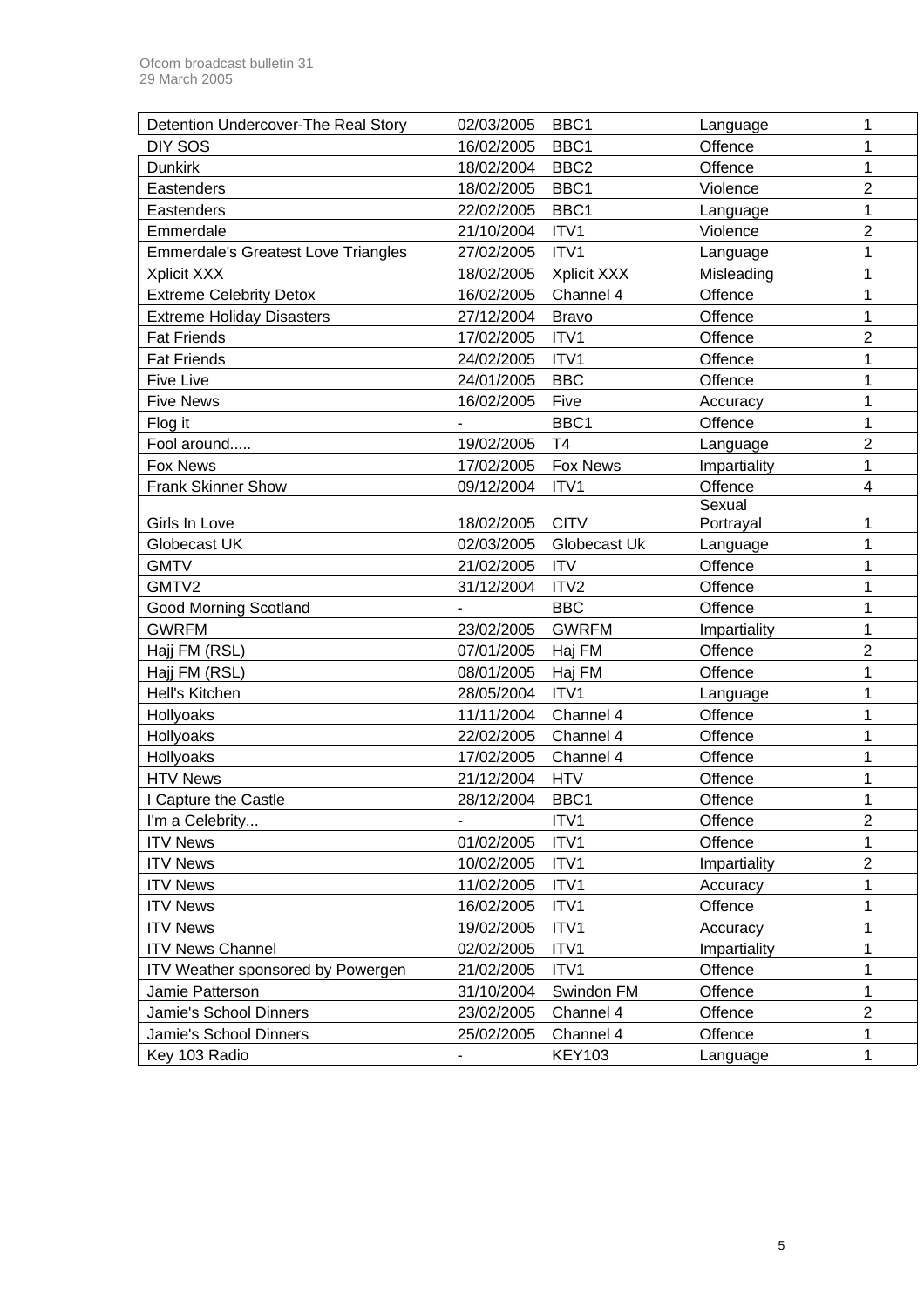| Detention Undercover-The Real Story | 02/03/2005 | BBC1 | Language | 1 |
|---|---|---|---|---|
| DIY SOS | 16/02/2005 | BBC1 | Offence | 1 |
| Dunkirk | 18/02/2004 | BBC2 | Offence | 1 |
| Eastenders | 18/02/2005 | BBC1 | Violence | 2 |
| Eastenders | 22/02/2005 | BBC1 | Language | 1 |
| Emmerdale | 21/10/2004 | ITV1 | Violence | 2 |
| Emmerdale's Greatest Love Triangles | 27/02/2005 | ITV1 | Language | 1 |
| Xplicit XXX | 18/02/2005 | Xplicit XXX | Misleading | 1 |
| Extreme Celebrity Detox | 16/02/2005 | Channel 4 | Offence | 1 |
| Extreme Holiday Disasters | 27/12/2004 | Bravo | Offence | 1 |
| Fat Friends | 17/02/2005 | ITV1 | Offence | 2 |
| Fat Friends | 24/02/2005 | ITV1 | Offence | 1 |
| Five Live | 24/01/2005 | BBC | Offence | 1 |
| Five News | 16/02/2005 | Five | Accuracy | 1 |
| Flog it | - | BBC1 | Offence | 1 |
| Fool around..... | 19/02/2005 | T4 | Language | 2 |
| Fox News | 17/02/2005 | Fox News | Impartiality | 1 |
| Frank Skinner Show | 09/12/2004 | ITV1 | Offence | 4 |
| Girls In Love | 18/02/2005 | CITV | Sexual Portrayal | 1 |
| Globecast UK | 02/03/2005 | Globecast Uk | Language | 1 |
| GMTV | 21/02/2005 | ITV | Offence | 1 |
| GMTV2 | 31/12/2004 | ITV2 | Offence | 1 |
| Good Morning Scotland | - | BBC | Offence | 1 |
| GWRFM | 23/02/2005 | GWRFM | Impartiality | 1 |
| Hajj FM (RSL) | 07/01/2005 | Haj FM | Offence | 2 |
| Hajj FM (RSL) | 08/01/2005 | Haj FM | Offence | 1 |
| Hell's Kitchen | 28/05/2004 | ITV1 | Language | 1 |
| Hollyoaks | 11/11/2004 | Channel 4 | Offence | 1 |
| Hollyoaks | 22/02/2005 | Channel 4 | Offence | 1 |
| Hollyoaks | 17/02/2005 | Channel 4 | Offence | 1 |
| HTV News | 21/12/2004 | HTV | Offence | 1 |
| I Capture the Castle | 28/12/2004 | BBC1 | Offence | 1 |
| I'm a Celebrity... | - | ITV1 | Offence | 2 |
| ITV News | 01/02/2005 | ITV1 | Offence | 1 |
| ITV News | 10/02/2005 | ITV1 | Impartiality | 2 |
| ITV News | 11/02/2005 | ITV1 | Accuracy | 1 |
| ITV News | 16/02/2005 | ITV1 | Offence | 1 |
| ITV News | 19/02/2005 | ITV1 | Accuracy | 1 |
| ITV News Channel | 02/02/2005 | ITV1 | Impartiality | 1 |
| ITV Weather sponsored by Powergen | 21/02/2005 | ITV1 | Offence | 1 |
| Jamie Patterson | 31/10/2004 | Swindon FM | Offence | 1 |
| Jamie's School Dinners | 23/02/2005 | Channel 4 | Offence | 2 |
| Jamie's School Dinners | 25/02/2005 | Channel 4 | Offence | 1 |
| Key 103 Radio | - | KEY103 | Language | 1 |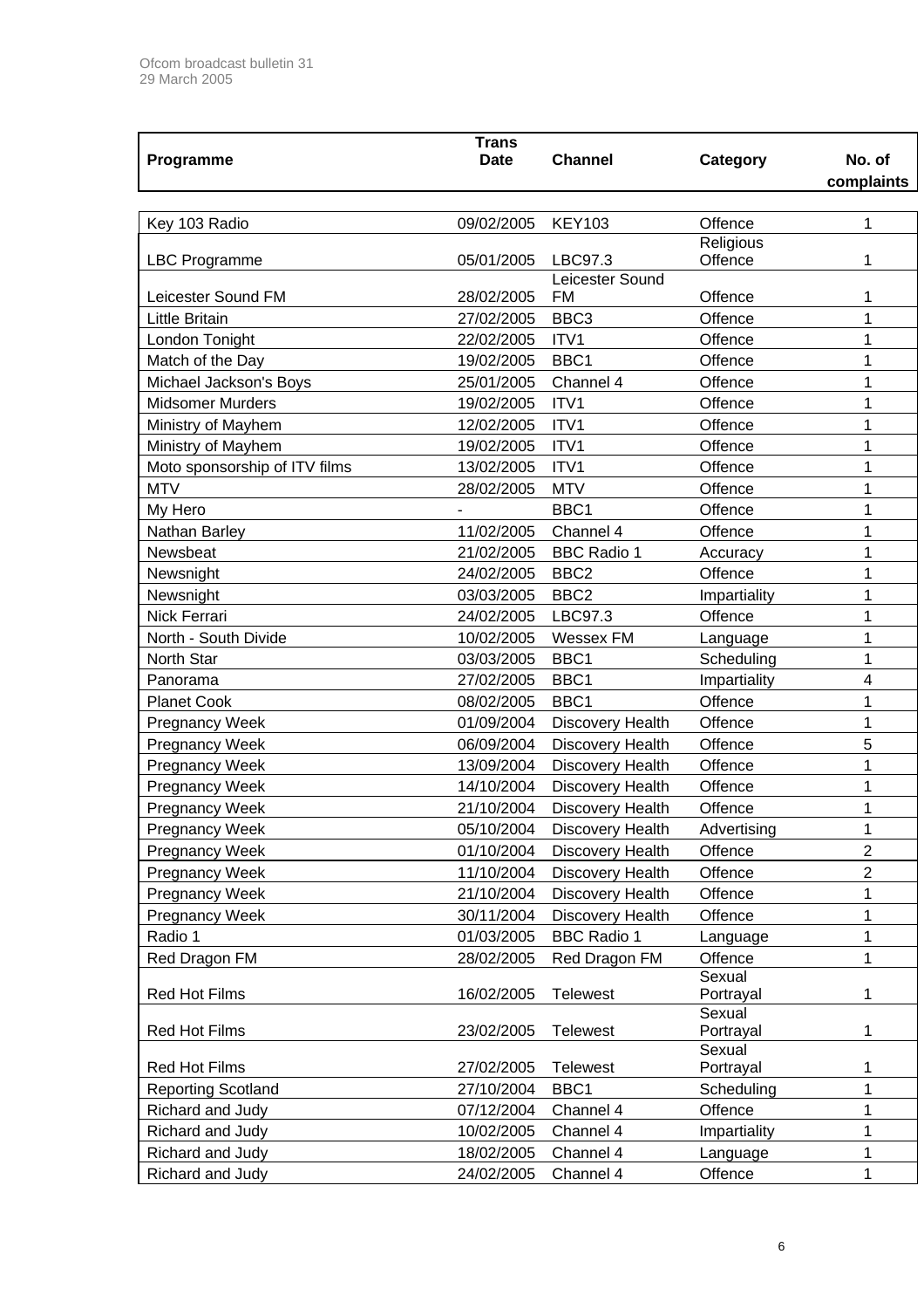| Programme | Trans Date | Channel | Category | No. of complaints |
|---|---|---|---|---|
| Key 103 Radio | 09/02/2005 | KEY103 | Offence | 1 |
| LBC Programme | 05/01/2005 | LBC97.3 | Religious Offence | 1 |
| Leicester Sound FM | 28/02/2005 | Leicester Sound FM | Offence | 1 |
| Little Britain | 27/02/2005 | BBC3 | Offence | 1 |
| London Tonight | 22/02/2005 | ITV1 | Offence | 1 |
| Match of the Day | 19/02/2005 | BBC1 | Offence | 1 |
| Michael Jackson's Boys | 25/01/2005 | Channel 4 | Offence | 1 |
| Midsomer Murders | 19/02/2005 | ITV1 | Offence | 1 |
| Ministry of Mayhem | 12/02/2005 | ITV1 | Offence | 1 |
| Ministry of Mayhem | 19/02/2005 | ITV1 | Offence | 1 |
| Moto sponsorship of ITV films | 13/02/2005 | ITV1 | Offence | 1 |
| MTV | 28/02/2005 | MTV | Offence | 1 |
| My Hero | - | BBC1 | Offence | 1 |
| Nathan Barley | 11/02/2005 | Channel 4 | Offence | 1 |
| Newsbeat | 21/02/2005 | BBC Radio 1 | Accuracy | 1 |
| Newsnight | 24/02/2005 | BBC2 | Offence | 1 |
| Newsnight | 03/03/2005 | BBC2 | Impartiality | 1 |
| Nick Ferrari | 24/02/2005 | LBC97.3 | Offence | 1 |
| North - South Divide | 10/02/2005 | Wessex FM | Language | 1 |
| North Star | 03/03/2005 | BBC1 | Scheduling | 1 |
| Panorama | 27/02/2005 | BBC1 | Impartiality | 4 |
| Planet Cook | 08/02/2005 | BBC1 | Offence | 1 |
| Pregnancy Week | 01/09/2004 | Discovery Health | Offence | 1 |
| Pregnancy Week | 06/09/2004 | Discovery Health | Offence | 5 |
| Pregnancy Week | 13/09/2004 | Discovery Health | Offence | 1 |
| Pregnancy Week | 14/10/2004 | Discovery Health | Offence | 1 |
| Pregnancy Week | 21/10/2004 | Discovery Health | Offence | 1 |
| Pregnancy Week | 05/10/2004 | Discovery Health | Advertising | 1 |
| Pregnancy Week | 01/10/2004 | Discovery Health | Offence | 2 |
| Pregnancy Week | 11/10/2004 | Discovery Health | Offence | 2 |
| Pregnancy Week | 21/10/2004 | Discovery Health | Offence | 1 |
| Pregnancy Week | 30/11/2004 | Discovery Health | Offence | 1 |
| Radio 1 | 01/03/2005 | BBC Radio 1 | Language | 1 |
| Red Dragon FM | 28/02/2005 | Red Dragon FM | Offence | 1 |
| Red Hot Films | 16/02/2005 | Telewest | Sexual Portrayal | 1 |
| Red Hot Films | 23/02/2005 | Telewest | Sexual Portrayal | 1 |
| Red Hot Films | 27/02/2005 | Telewest | Sexual Portrayal | 1 |
| Reporting Scotland | 27/10/2004 | BBC1 | Scheduling | 1 |
| Richard and Judy | 07/12/2004 | Channel 4 | Offence | 1 |
| Richard and Judy | 10/02/2005 | Channel 4 | Impartiality | 1 |
| Richard and Judy | 18/02/2005 | Channel 4 | Language | 1 |
| Richard and Judy | 24/02/2005 | Channel 4 | Offence | 1 |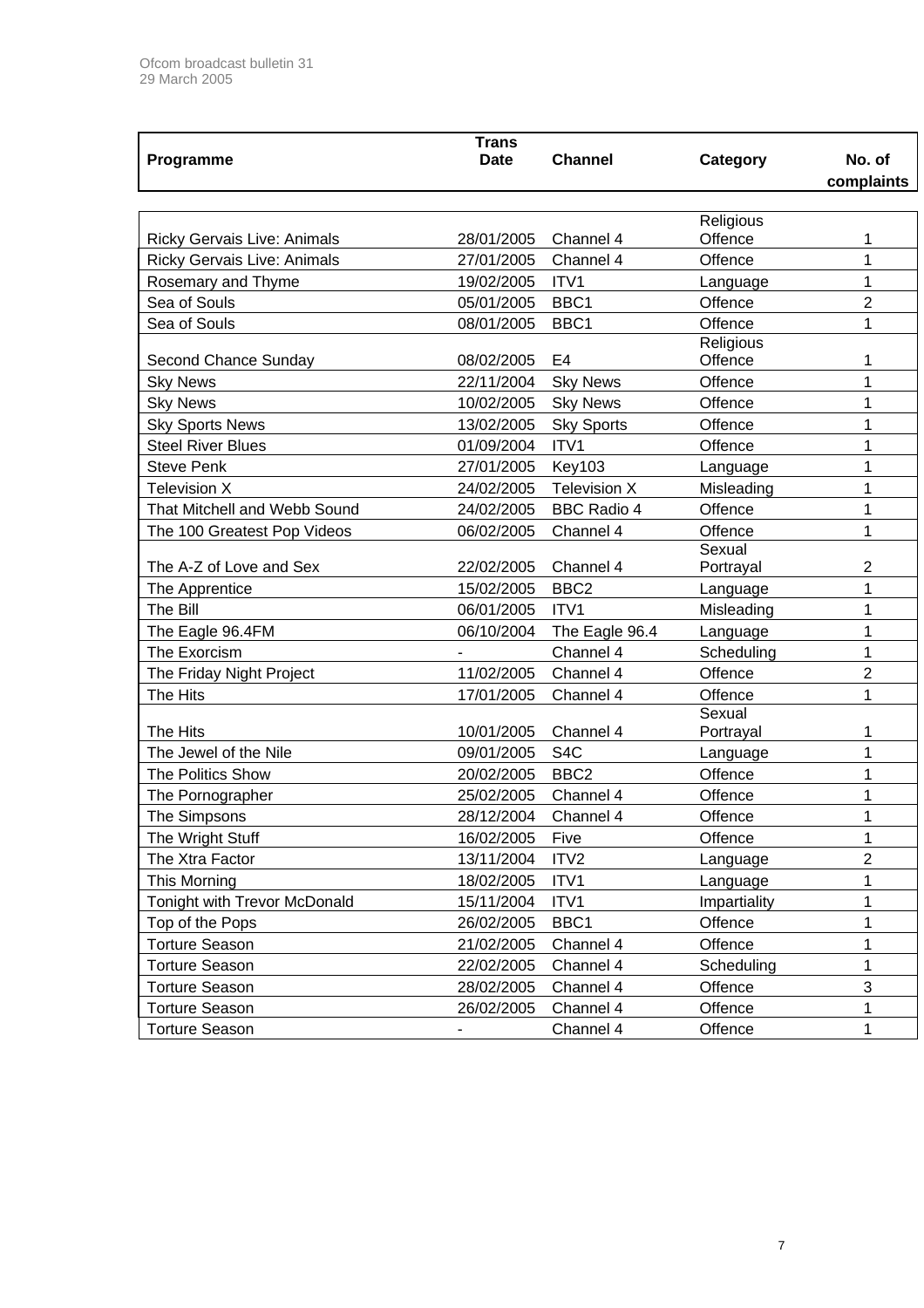| Programme | Trans Date | Channel | Category | No. of complaints |
|---|---|---|---|---|
| Ricky Gervais Live: Animals | 28/01/2005 | Channel 4 | Religious Offence | 1 |
| Ricky Gervais Live: Animals | 27/01/2005 | Channel 4 | Offence | 1 |
| Rosemary and Thyme | 19/02/2005 | ITV1 | Language | 1 |
| Sea of Souls | 05/01/2005 | BBC1 | Offence | 2 |
| Sea of Souls | 08/01/2005 | BBC1 | Offence | 1 |
| Second Chance Sunday | 08/02/2005 | E4 | Religious Offence | 1 |
| Sky News | 22/11/2004 | Sky News | Offence | 1 |
| Sky News | 10/02/2005 | Sky News | Offence | 1 |
| Sky Sports News | 13/02/2005 | Sky Sports | Offence | 1 |
| Steel River Blues | 01/09/2004 | ITV1 | Offence | 1 |
| Steve Penk | 27/01/2005 | Key103 | Language | 1 |
| Television X | 24/02/2005 | Television X | Misleading | 1 |
| That Mitchell and Webb Sound | 24/02/2005 | BBC Radio 4 | Offence | 1 |
| The 100 Greatest Pop Videos | 06/02/2005 | Channel 4 | Offence | 1 |
| The A-Z of Love and Sex | 22/02/2005 | Channel 4 | Sexual Portrayal | 2 |
| The Apprentice | 15/02/2005 | BBC2 | Language | 1 |
| The Bill | 06/01/2005 | ITV1 | Misleading | 1 |
| The Eagle 96.4FM | 06/10/2004 | The Eagle 96.4 | Language | 1 |
| The Exorcism | - | Channel 4 | Scheduling | 1 |
| The Friday Night Project | 11/02/2005 | Channel 4 | Offence | 2 |
| The Hits | 17/01/2005 | Channel 4 | Offence | 1 |
| The Hits | 10/01/2005 | Channel 4 | Sexual Portrayal | 1 |
| The Jewel of the Nile | 09/01/2005 | S4C | Language | 1 |
| The Politics Show | 20/02/2005 | BBC2 | Offence | 1 |
| The Pornographer | 25/02/2005 | Channel 4 | Offence | 1 |
| The Simpsons | 28/12/2004 | Channel 4 | Offence | 1 |
| The Wright Stuff | 16/02/2005 | Five | Offence | 1 |
| The Xtra Factor | 13/11/2004 | ITV2 | Language | 2 |
| This Morning | 18/02/2005 | ITV1 | Language | 1 |
| Tonight with Trevor McDonald | 15/11/2004 | ITV1 | Impartiality | 1 |
| Top of the Pops | 26/02/2005 | BBC1 | Offence | 1 |
| Torture Season | 21/02/2005 | Channel 4 | Offence | 1 |
| Torture Season | 22/02/2005 | Channel 4 | Scheduling | 1 |
| Torture Season | 28/02/2005 | Channel 4 | Offence | 3 |
| Torture Season | 26/02/2005 | Channel 4 | Offence | 1 |
| Torture Season | - | Channel 4 | Offence | 1 |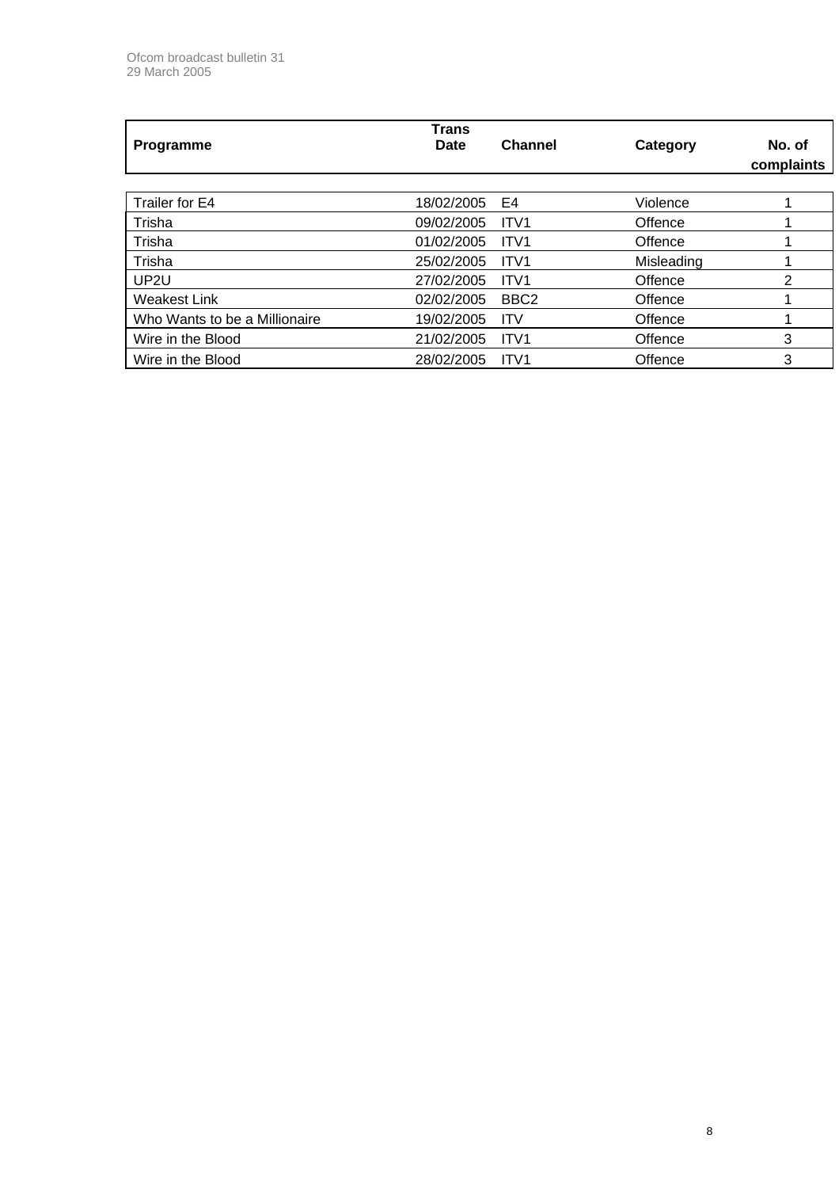| Programme | Trans Date | Channel | Category | No. of complaints |
|---|---|---|---|---|
| Trailer for E4 | 18/02/2005 | E4 | Violence | 1 |
| Trisha | 09/02/2005 | ITV1 | Offence | 1 |
| Trisha | 01/02/2005 | ITV1 | Offence | 1 |
| Trisha | 25/02/2005 | ITV1 | Misleading | 1 |
| UP2U | 27/02/2005 | ITV1 | Offence | 2 |
| Weakest Link | 02/02/2005 | BBC2 | Offence | 1 |
| Who Wants to be a Millionaire | 19/02/2005 | ITV | Offence | 1 |
| Wire in the Blood | 21/02/2005 | ITV1 | Offence | 3 |
| Wire in the Blood | 28/02/2005 | ITV1 | Offence | 3 |